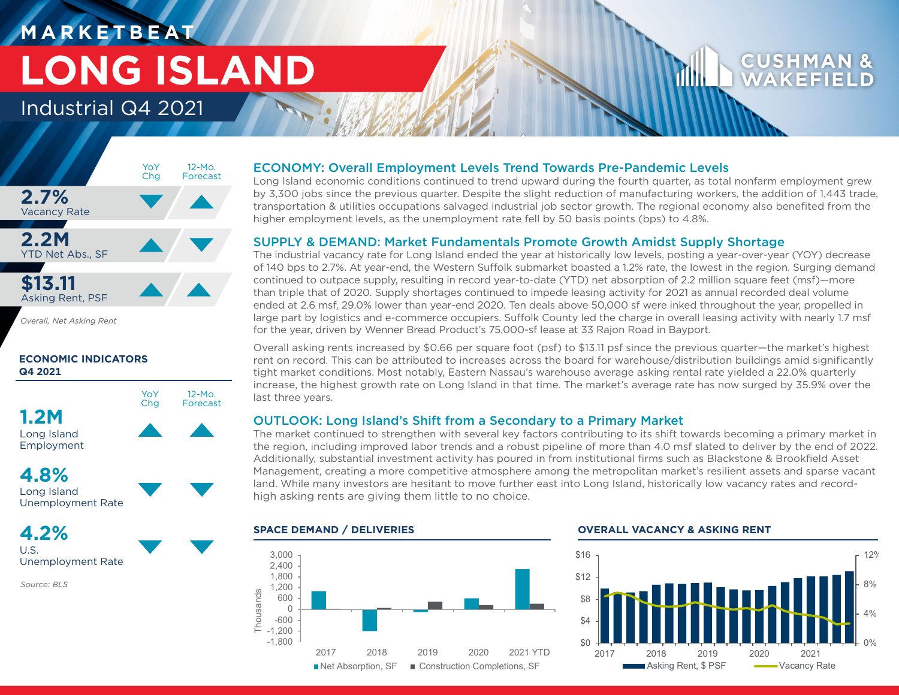# MARKETBEAT

# LONG ISLAND

## Industrial Q4 2021

| | YoY Chg | 12-Mo. Forecast |
|---|---|---|
| **2.7%** Vacancy Rate | ▼ | ▲ |
| **2.2M** YTD Net Abs., SF | ▲ | ▼ |
| **$13.11** Asking Rent, PSF | ▲ | ▲ |

*Overall, Net Asking Rent*

**ECONOMIC INDICATORS Q4 2021**

| | YoY Chg | 12-Mo. Forecast |
|---|---|---|
| **1.2M** Long Island Employment | ▲ | ▲ |
| **4.8%** Long Island Unemployment Rate | ▼ | ▼ |
| **4.2%** U.S. Unemployment Rate | ▼ | ▼ |

*Source: BLS*

### ECONOMY: Overall Employment Levels Trend Towards Pre-Pandemic Levels

Long Island economic conditions continued to trend upward during the fourth quarter, as total nonfarm employment grew by 3,300 jobs since the previous quarter. Despite the slight reduction of manufacturing workers, the addition of 1,443 trade, transportation & utilities occupations salvaged industrial job sector growth. The regional economy also benefited from the higher employment levels, as the unemployment rate fell by 50 basis points (bps) to 4.8%.

### SUPPLY & DEMAND: Market Fundamentals Promote Growth Amidst Supply Shortage

The industrial vacancy rate for Long Island ended the year at historically low levels, posting a year-over-year (YOY) decrease of 140 bps to 2.7%. At year-end, the Western Suffolk submarket boasted a 1.2% rate, the lowest in the region. Surging demand continued to outpace supply, resulting in record year-to-date (YTD) net absorption of 2.2 million square feet (msf)—more than triple that of 2020. Supply shortages continued to impede leasing activity for 2021 as annual recorded deal volume ended at 2.6 msf, 29.0% lower than year-end 2020. Ten deals above 50,000 sf were inked throughout the year, propelled in large part by logistics and e-commerce occupiers. Suffolk County led the charge in overall leasing activity with nearly 1.7 msf for the year, driven by Wenner Bread Product's 75,000-sf lease at 33 Rajon Road in Bayport.

Overall asking rents increased by $0.66 per square foot (psf) to $13.11 psf since the previous quarter—the market's highest rent on record. This can be attributed to increases across the board for warehouse/distribution buildings amid significantly tight market conditions. Most notably, Eastern Nassau's warehouse average asking rental rate yielded a 22.0% quarterly increase, the highest growth rate on Long Island in that time. The market's average rate has now surged by 35.9% over the last three years.

### OUTLOOK: Long Island's Shift from a Secondary to a Primary Market

The market continued to strengthen with several key factors contributing to its shift towards becoming a primary market in the region, including improved labor trends and a robust pipeline of more than 4.0 msf slated to deliver by the end of 2022. Additionally, substantial investment activity has poured in from institutional firms such as Blackstone & Brookfield Asset Management, creating a more competitive atmosphere among the metropolitan market's resilient assets and sparse vacant land. While many investors are hesitant to move further east into Long Island, historically low vacancy rates and record-high asking rents are giving them little to no choice.

**SPACE DEMAND / DELIVERIES**

Thousands
3,000
2,400
1,800
1,200
600
0
-600
-1,200
-1,800
2017 2018 2019 2020 2021 YTD
Net Absorption, SF | Construction Completions, SF

**OVERALL VACANCY & ASKING RENT**

$16
$12
$8
$4
$0
12%
8%
4%
0%
2017 2018 2019 2020 2021
Asking Rent, $ PSF | Vacancy Rate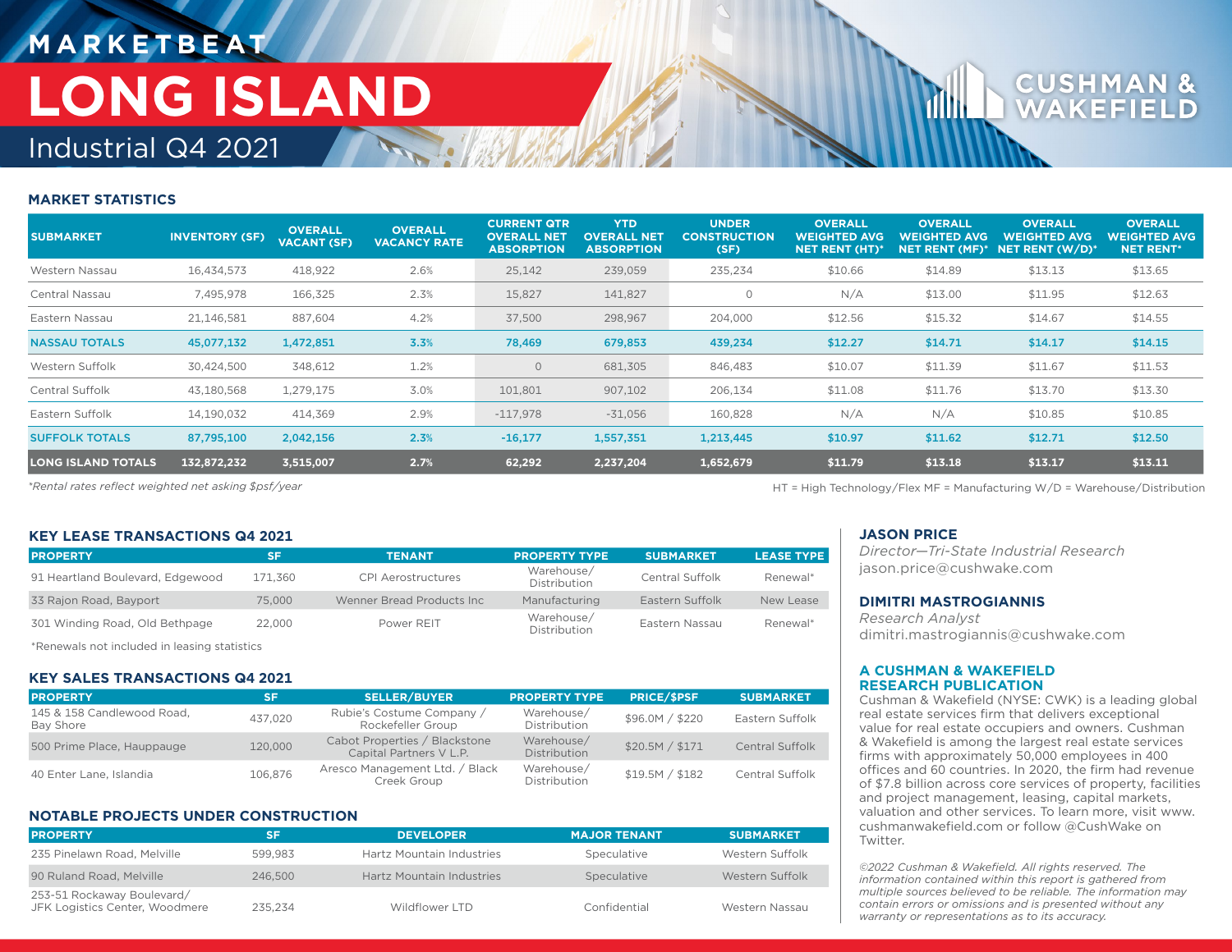# MARKETBEAT

# LONG ISLAND

## Industrial Q4 2021

### MARKET STATISTICS

| SUBMARKET | INVENTORY (SF) | OVERALL VACANT (SF) | OVERALL VACANCY RATE | CURRENT QTR OVERALL NET ABSORPTION | YTD OVERALL NET ABSORPTION | UNDER CONSTRUCTION (SF) | OVERALL WEIGHTED AVG NET RENT (HT)* | OVERALL WEIGHTED AVG NET RENT (MF)* | OVERALL WEIGHTED AVG NET RENT (W/D)* | OVERALL WEIGHTED AVG NET RENT* |
|---|---|---|---|---|---|---|---|---|---|---|
| Western Nassau | 16,434,573 | 418,922 | 2.6% | 25,142 | 239,059 | 235,234 | $10.66 | $14.89 | $13.13 | $13.65 |
| Central Nassau | 7,495,978 | 166,325 | 2.3% | 15,827 | 141,827 | 0 | N/A | $13.00 | $11.95 | $12.63 |
| Eastern Nassau | 21,146,581 | 887,604 | 4.2% | 37,500 | 298,967 | 204,000 | $12.56 | $15.32 | $14.67 | $14.55 |
| **NASSAU TOTALS** | **45,077,132** | **1,472,851** | **3.3%** | **78,469** | **679,853** | **439,234** | **$12.27** | **$14.71** | **$14.17** | **$14.15** |
| Western Suffolk | 30,424,500 | 348,612 | 1.2% | 0 | 681,305 | 846,483 | $10.07 | $11.39 | $11.67 | $11.53 |
| Central Suffolk | 43,180,568 | 1,279,175 | 3.0% | 101,801 | 907,102 | 206,134 | $11.08 | $11.76 | $13.70 | $13.30 |
| Eastern Suffolk | 14,190,032 | 414,369 | 2.9% | -117,978 | -31,056 | 160,828 | N/A | N/A | $10.85 | $10.85 |
| **SUFFOLK TOTALS** | **87,795,100** | **2,042,156** | **2.3%** | **-16,177** | **1,557,351** | **1,213,445** | **$10.97** | **$11.62** | **$12.71** | **$12.50** |
| **LONG ISLAND TOTALS** | **132,872,232** | **3,515,007** | **2.7%** | **62,292** | **2,237,204** | **1,652,679** | **$11.79** | **$13.18** | **$13.17** | **$13.11** |

*Rental rates reflect weighted net asking $psf/year*

HT = High Technology/Flex MF = Manufacturing W/D = Warehouse/Distribution

### KEY LEASE TRANSACTIONS Q4 2021

| PROPERTY | SF | TENANT | PROPERTY TYPE | SUBMARKET | LEASE TYPE |
|---|---|---|---|---|---|
| 91 Heartland Boulevard, Edgewood | 171,360 | CPI Aerostructures | Warehouse/ Distribution | Central Suffolk | Renewal* |
| 33 Rajon Road, Bayport | 75,000 | Wenner Bread Products Inc | Manufacturing | Eastern Suffolk | New Lease |
| 301 Winding Road, Old Bethpage | 22,000 | Power REIT | Warehouse/ Distribution | Eastern Nassau | Renewal* |

*Renewals not included in leasing statistics

### KEY SALES TRANSACTIONS Q4 2021

| PROPERTY | SF | SELLER/BUYER | PROPERTY TYPE | PRICE/$PSF | SUBMARKET |
|---|---|---|---|---|---|
| 145 & 158 Candlewood Road, Bay Shore | 437,020 | Rubie's Costume Company / Rockefeller Group | Warehouse/ Distribution | $96.0M / $220 | Eastern Suffolk |
| 500 Prime Place, Hauppauge | 120,000 | Cabot Properties / Blackstone Capital Partners V L.P. | Warehouse/ Distribution | $20.5M / $171 | Central Suffolk |
| 40 Enter Lane, Islandia | 106,876 | Aresco Management Ltd. / Black Creek Group | Warehouse/ Distribution | $19.5M / $182 | Central Suffolk |

### NOTABLE PROJECTS UNDER CONSTRUCTION

| PROPERTY | SF | DEVELOPER | MAJOR TENANT | SUBMARKET |
|---|---|---|---|---|
| 235 Pinelawn Road, Melville | 599,983 | Hartz Mountain Industries | Speculative | Western Suffolk |
| 90 Ruland Road, Melville | 246,500 | Hartz Mountain Industries | Speculative | Western Suffolk |
| 253-51 Rockaway Boulevard/ JFK Logistics Center, Woodmere | 235,234 | Wildflower LTD | Confidential | Western Nassau |

**JASON PRICE**
*Director—Tri-State Industrial Research*
jason.price@cushwake.com

**DIMITRI MASTROGIANNIS**
*Research Analyst*
dimitri.mastrogiannis@cushwake.com

### A CUSHMAN & WAKEFIELD RESEARCH PUBLICATION

Cushman & Wakefield (NYSE: CWK) is a leading global real estate services firm that delivers exceptional value for real estate occupiers and owners. Cushman & Wakefield is among the largest real estate services firms with approximately 50,000 employees in 400 offices and 60 countries. In 2020, the firm had revenue of $7.8 billion across core services of property, facilities and project management, leasing, capital markets, valuation and other services. To learn more, visit www.cushmanwakefield.com or follow @CushWake on Twitter.

*©2022 Cushman & Wakefield. All rights reserved. The information contained within this report is gathered from multiple sources believed to be reliable. The information may contain errors or omissions and is presented without any warranty or representations as to its accuracy.*